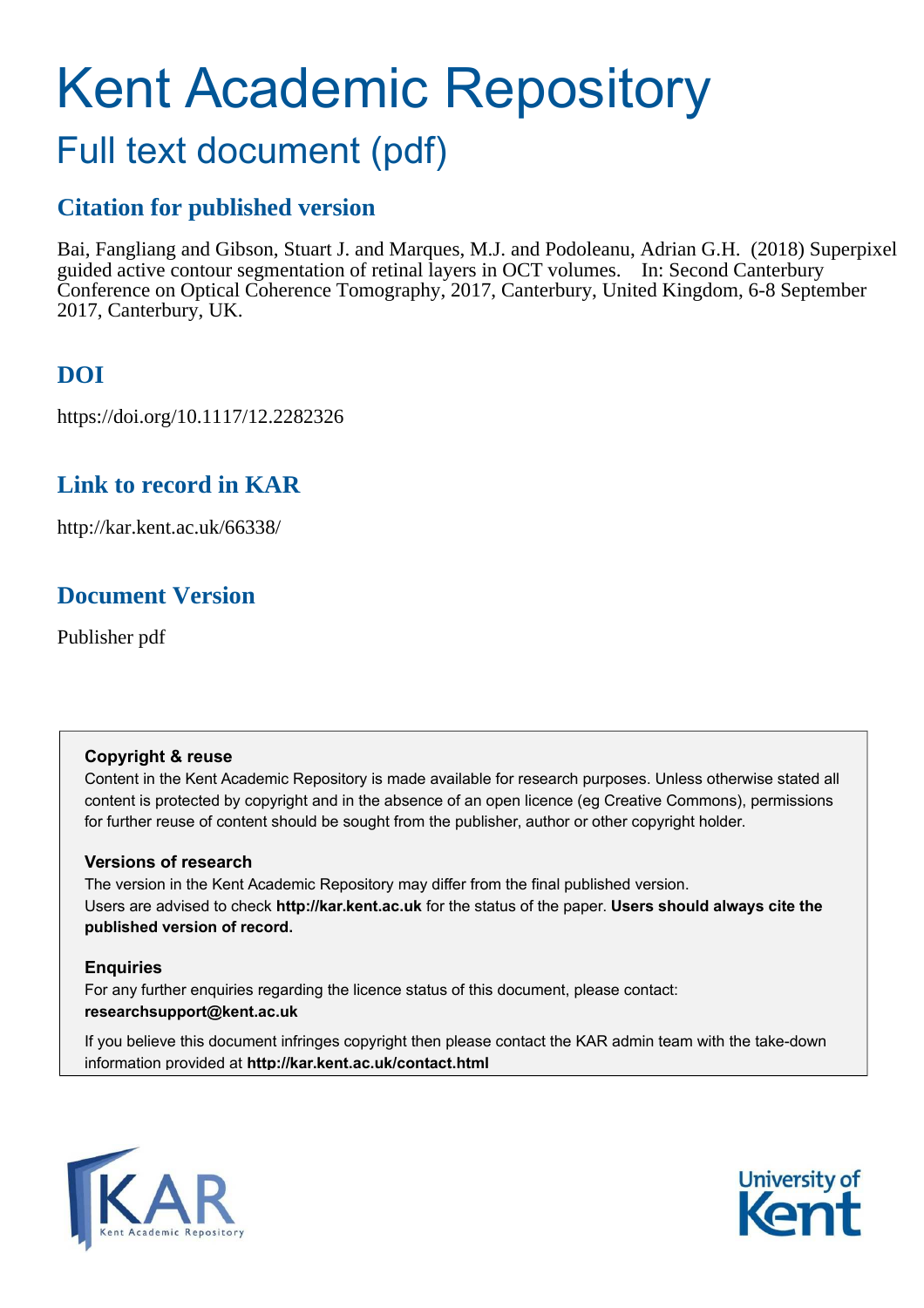# Kent Academic Repository

## Full text document (pdf)

### Citation for published version

Bai, Fangliang and Gibson, Stuart J. and Marques, M.J. and Podoleanu, Adrian G.H. (2018) Superpixel guided active contour segmentation of retinal layers in OCT volumes. In: Second Canterbury Conference on Optical Coherence Tomography, 2017, Canterbury, United Kingdom, 6-8 September 2017, Canterbury, UK.

### DOI

https://doi.org/10.1117/12.2282326

### Link to record in KAR

http://kar.kent.ac.uk/66338/

### Document Version

Publisher pdf

**Copyright & reuse**

Content in the Kent Academic Repository is made available for research purposes. Unless otherwise stated all content is protected by copyright and in the absence of an open licence (eg Creative Commons), permissions for further reuse of content should be sought from the publisher, author or other copyright holder.

**Versions of research**

The version in the Kent Academic Repository may differ from the final published version. Users are advised to check **http://kar.kent.ac.uk** for the status of the paper. **Users should always cite the published version of record.**

**Enquiries**

For any further enquiries regarding the licence status of this document, please contact: **researchsupport@kent.ac.uk**

If you believe this document infringes copyright then please contact the KAR admin team with the take-down information provided at **http://kar.kent.ac.uk/contact.html**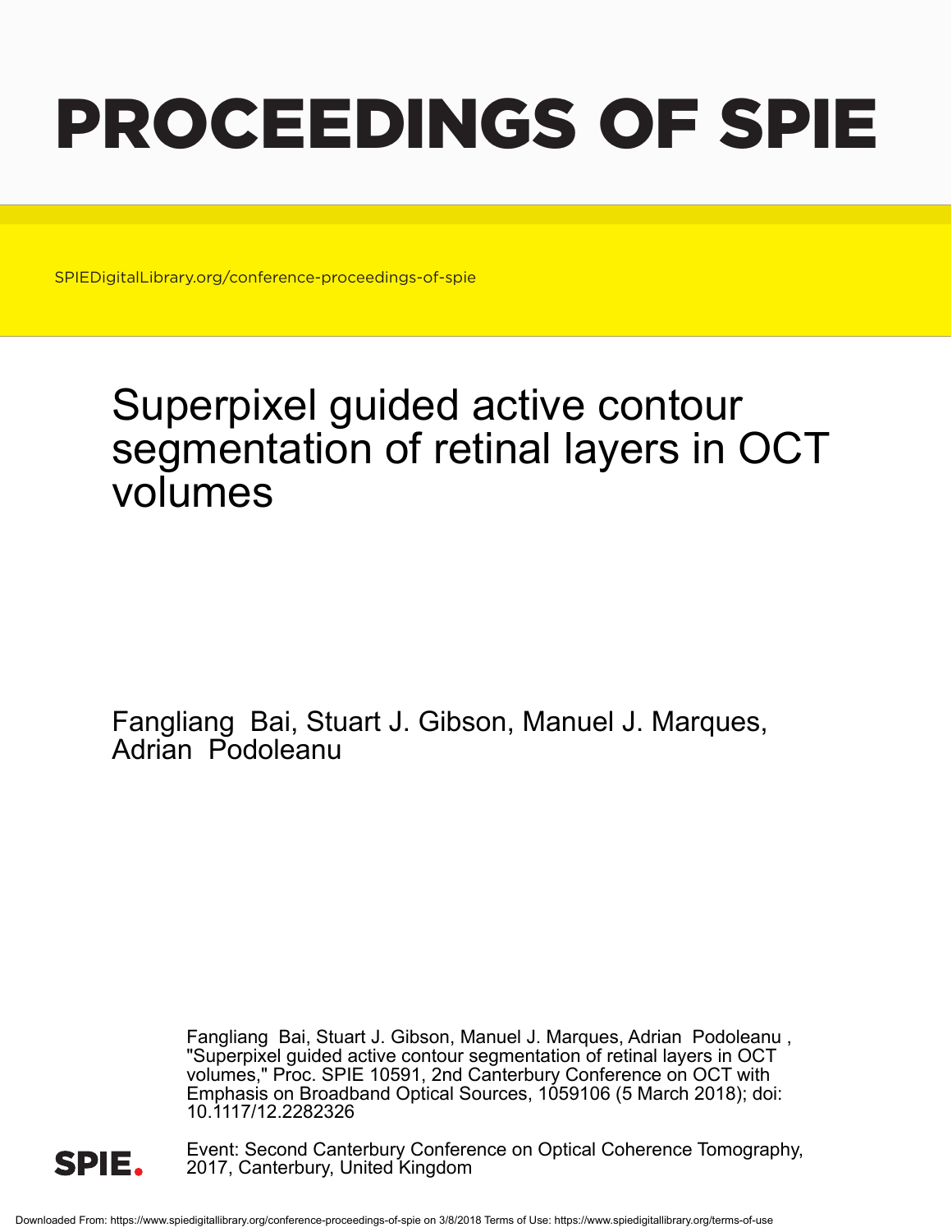# PROCEEDINGS OF SPIE

SPIEDigitalLibrary.org/conference-proceedings-of-spie

# Superpixel guided active contour segmentation of retinal layers in OCT volumes

Fangliang Bai, Stuart J. Gibson, Manuel J. Marques, Adrian Podoleanu

Fangliang Bai, Stuart J. Gibson, Manuel J. Marques, Adrian Podoleanu , "Superpixel guided active contour segmentation of retinal layers in OCT volumes," Proc. SPIE 10591, 2nd Canterbury Conference on OCT with Emphasis on Broadband Optical Sources, 1059106 (5 March 2018); doi: 10.1117/12.2282326

Event: Second Canterbury Conference on Optical Coherence Tomography, 2017, Canterbury, United Kingdom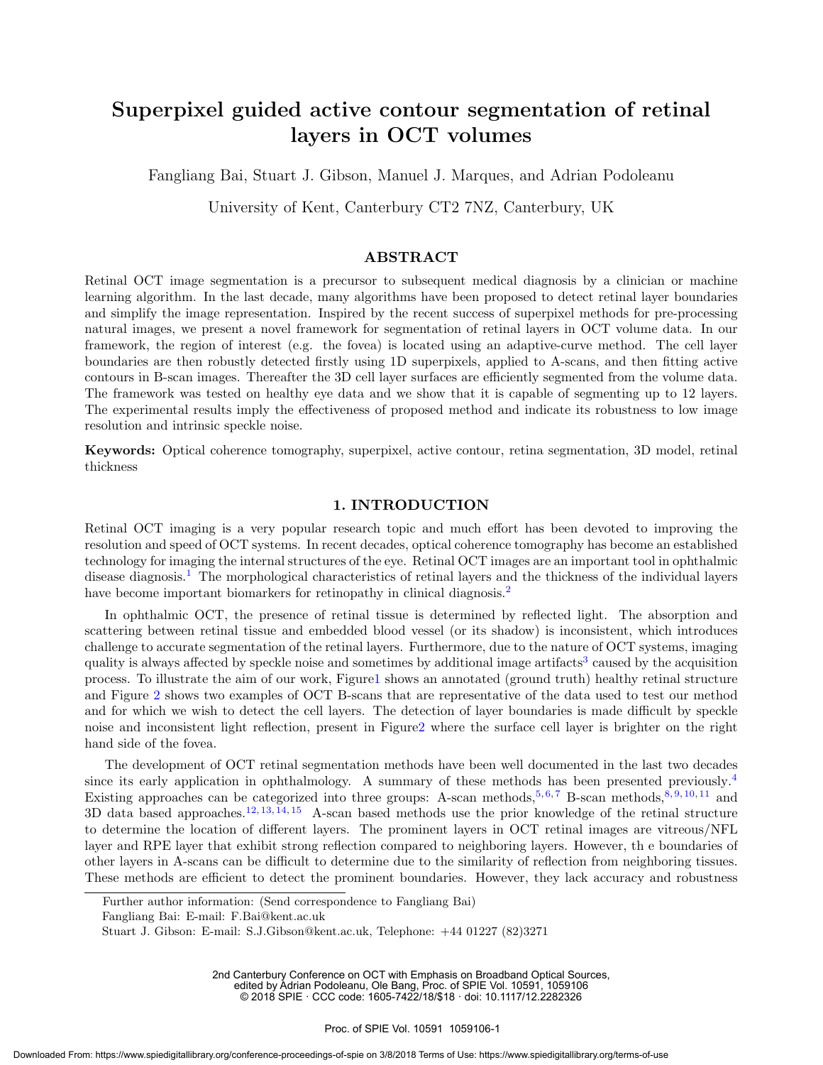# Superpixel guided active contour segmentation of retinal layers in OCT volumes

Fangliang Bai, Stuart J. Gibson, Manuel J. Marques, and Adrian Podoleanu

University of Kent, Canterbury CT2 7NZ, Canterbury, UK

## ABSTRACT

Retinal OCT image segmentation is a precursor to subsequent medical diagnosis by a clinician or machine learning algorithm. In the last decade, many algorithms have been proposed to detect retinal layer boundaries and simplify the image representation. Inspired by the recent success of superpixel methods for pre-processing natural images, we present a novel framework for segmentation of retinal layers in OCT volume data. In our framework, the region of interest (e.g. the fovea) is located using an adaptive-curve method. The cell layer boundaries are then robustly detected firstly using 1D superpixels, applied to A-scans, and then fitting active contours in B-scan images. Thereafter the 3D cell layer surfaces are efficiently segmented from the volume data. The framework was tested on healthy eye data and we show that it is capable of segmenting up to 12 layers. The experimental results imply the effectiveness of proposed method and indicate its robustness to low image resolution and intrinsic speckle noise.

**Keywords:** Optical coherence tomography, superpixel, active contour, retina segmentation, 3D model, retinal thickness

## 1. INTRODUCTION

Retinal OCT imaging is a very popular research topic and much effort has been devoted to improving the resolution and speed of OCT systems. In recent decades, optical coherence tomography has become an established technology for imaging the internal structures of the eye. Retinal OCT images are an important tool in ophthalmic disease diagnosis.[1] The morphological characteristics of retinal layers and the thickness of the individual layers have become important biomarkers for retinopathy in clinical diagnosis.[2]

In ophthalmic OCT, the presence of retinal tissue is determined by reflected light. The absorption and scattering between retinal tissue and embedded blood vessel (or its shadow) is inconsistent, which introduces challenge to accurate segmentation of the retinal layers. Furthermore, due to the nature of OCT systems, imaging quality is always affected by speckle noise and sometimes by additional image artifacts[3] caused by the acquisition process. To illustrate the aim of our work, Figure1 shows an annotated (ground truth) healthy retinal structure and Figure 2 shows two examples of OCT B-scans that are representative of the data used to test our method and for which we wish to detect the cell layers. The detection of layer boundaries is made difficult by speckle noise and inconsistent light reflection, present in Figure2 where the surface cell layer is brighter on the right hand side of the fovea.

The development of OCT retinal segmentation methods have been well documented in the last two decades since its early application in ophthalmology. A summary of these methods has been presented previously.[4] Existing approaches can be categorized into three groups: A-scan methods,[5,6,7] B-scan methods,[8,9,10,11] and 3D data based approaches.[12,13,14,15] A-scan based methods use the prior knowledge of the retinal structure to determine the location of different layers. The prominent layers in OCT retinal images are vitreous/NFL layer and RPE layer that exhibit strong reflection compared to neighboring layers. However, th e boundaries of other layers in A-scans can be difficult to determine due to the similarity of reflection from neighboring tissues. These methods are efficient to detect the prominent boundaries. However, they lack accuracy and robustness

Further author information: (Send correspondence to Fangliang Bai)

Fangliang Bai: E-mail: F.Bai@kent.ac.uk

Stuart J. Gibson: E-mail: S.J.Gibson@kent.ac.uk, Telephone: +44 01227 (82)3271

2nd Canterbury Conference on OCT with Emphasis on Broadband Optical Sources, edited by Adrian Podoleanu, Ole Bang, Proc. of SPIE Vol. 10591, 1059106 © 2018 SPIE · CCC code: 1605-7422/18/$18 · doi: 10.1117/12.2282326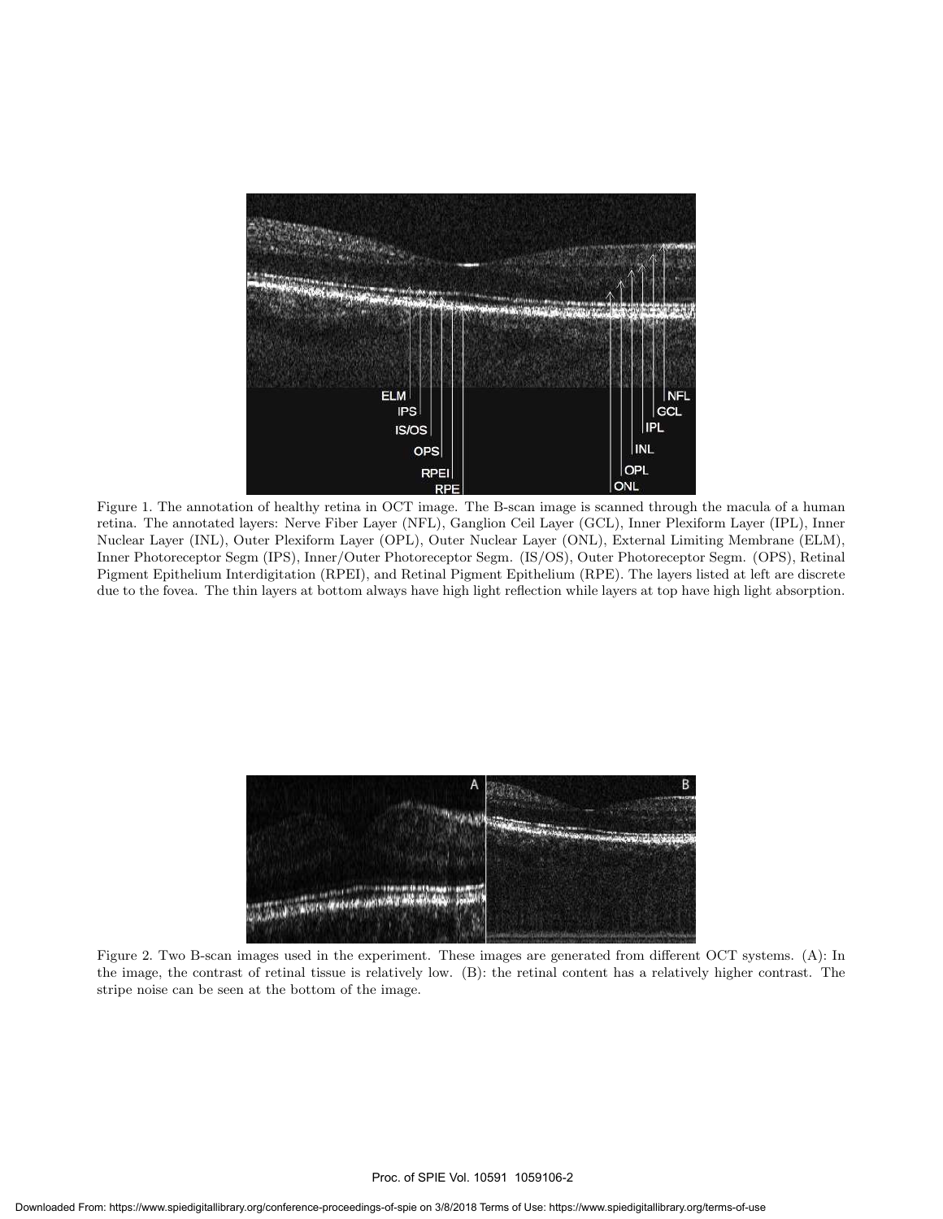Figure 1. The annotation of healthy retina in OCT image. The B-scan image is scanned through the macula of a human retina. The annotated layers: Nerve Fiber Layer (NFL), Ganglion Ceil Layer (GCL), Inner Plexiform Layer (IPL), Inner Nuclear Layer (INL), Outer Plexiform Layer (OPL), Outer Nuclear Layer (ONL), External Limiting Membrane (ELM), Inner Photoreceptor Segm (IPS), Inner/Outer Photoreceptor Segm. (IS/OS), Outer Photoreceptor Segm. (OPS), Retinal Pigment Epithelium Interdigitation (RPEI), and Retinal Pigment Epithelium (RPE). The layers listed at left are discrete due to the fovea. The thin layers at bottom always have high light reflection while layers at top have high light absorption.

Figure 2. Two B-scan images used in the experiment. These images are generated from different OCT systems. (A): In the image, the contrast of retinal tissue is relatively low. (B): the retinal content has a relatively higher contrast. The stripe noise can be seen at the bottom of the image.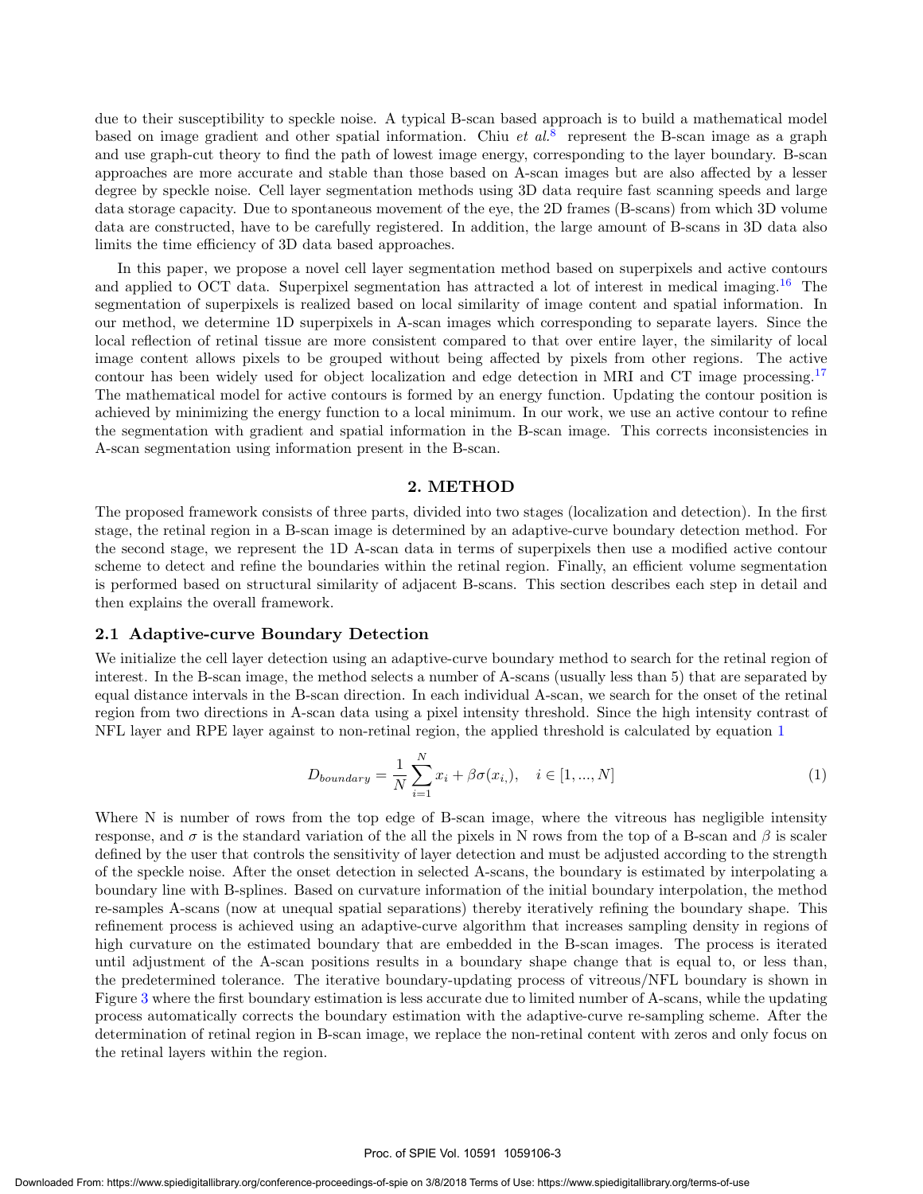due to their susceptibility to speckle noise. A typical B-scan based approach is to build a mathematical model based on image gradient and other spatial information. Chiu *et al.*[8] represent the B-scan image as a graph and use graph-cut theory to find the path of lowest image energy, corresponding to the layer boundary. B-scan approaches are more accurate and stable than those based on A-scan images but are also affected by a lesser degree by speckle noise. Cell layer segmentation methods using 3D data require fast scanning speeds and large data storage capacity. Due to spontaneous movement of the eye, the 2D frames (B-scans) from which 3D volume data are constructed, have to be carefully registered. In addition, the large amount of B-scans in 3D data also limits the time efficiency of 3D data based approaches.

In this paper, we propose a novel cell layer segmentation method based on superpixels and active contours and applied to OCT data. Superpixel segmentation has attracted a lot of interest in medical imaging.[16] The segmentation of superpixels is realized based on local similarity of image content and spatial information. In our method, we determine 1D superpixels in A-scan images which corresponding to separate layers. Since the local reflection of retinal tissue are more consistent compared to that over entire layer, the similarity of local image content allows pixels to be grouped without being affected by pixels from other regions. The active contour has been widely used for object localization and edge detection in MRI and CT image processing.[17] The mathematical model for active contours is formed by an energy function. Updating the contour position is achieved by minimizing the energy function to a local minimum. In our work, we use an active contour to refine the segmentation with gradient and spatial information in the B-scan image. This corrects inconsistencies in A-scan segmentation using information present in the B-scan.

## 2. METHOD

The proposed framework consists of three parts, divided into two stages (localization and detection). In the first stage, the retinal region in a B-scan image is determined by an adaptive-curve boundary detection method. For the second stage, we represent the 1D A-scan data in terms of superpixels then use a modified active contour scheme to detect and refine the boundaries within the retinal region. Finally, an efficient volume segmentation is performed based on structural similarity of adjacent B-scans. This section describes each step in detail and then explains the overall framework.

### 2.1 Adaptive-curve Boundary Detection

We initialize the cell layer detection using an adaptive-curve boundary method to search for the retinal region of interest. In the B-scan image, the method selects a number of A-scans (usually less than 5) that are separated by equal distance intervals in the B-scan direction. In each individual A-scan, we search for the onset of the retinal region from two directions in A-scan data using a pixel intensity threshold. Since the high intensity contrast of NFL layer and RPE layer against to non-retinal region, the applied threshold is calculated by equation 1

$$D_{boundary} = \frac{1}{N}\sum_{i=1}^{N} x_i + \beta\sigma(x_{i,}), \quad i \in [1, ..., N] \tag{1}$$

Where N is number of rows from the top edge of B-scan image, where the vitreous has negligible intensity response, and $\sigma$ is the standard variation of the all the pixels in N rows from the top of a B-scan and $\beta$ is scaler defined by the user that controls the sensitivity of layer detection and must be adjusted according to the strength of the speckle noise. After the onset detection in selected A-scans, the boundary is estimated by interpolating a boundary line with B-splines. Based on curvature information of the initial boundary interpolation, the method re-samples A-scans (now at unequal spatial separations) thereby iteratively refining the boundary shape. This refinement process is achieved using an adaptive-curve algorithm that increases sampling density in regions of high curvature on the estimated boundary that are embedded in the B-scan images. The process is iterated until adjustment of the A-scan positions results in a boundary shape change that is equal to, or less than, the predetermined tolerance. The iterative boundary-updating process of vitreous/NFL boundary is shown in Figure 3 where the first boundary estimation is less accurate due to limited number of A-scans, while the updating process automatically corrects the boundary estimation with the adaptive-curve re-sampling scheme. After the determination of retinal region in B-scan image, we replace the non-retinal content with zeros and only focus on the retinal layers within the region.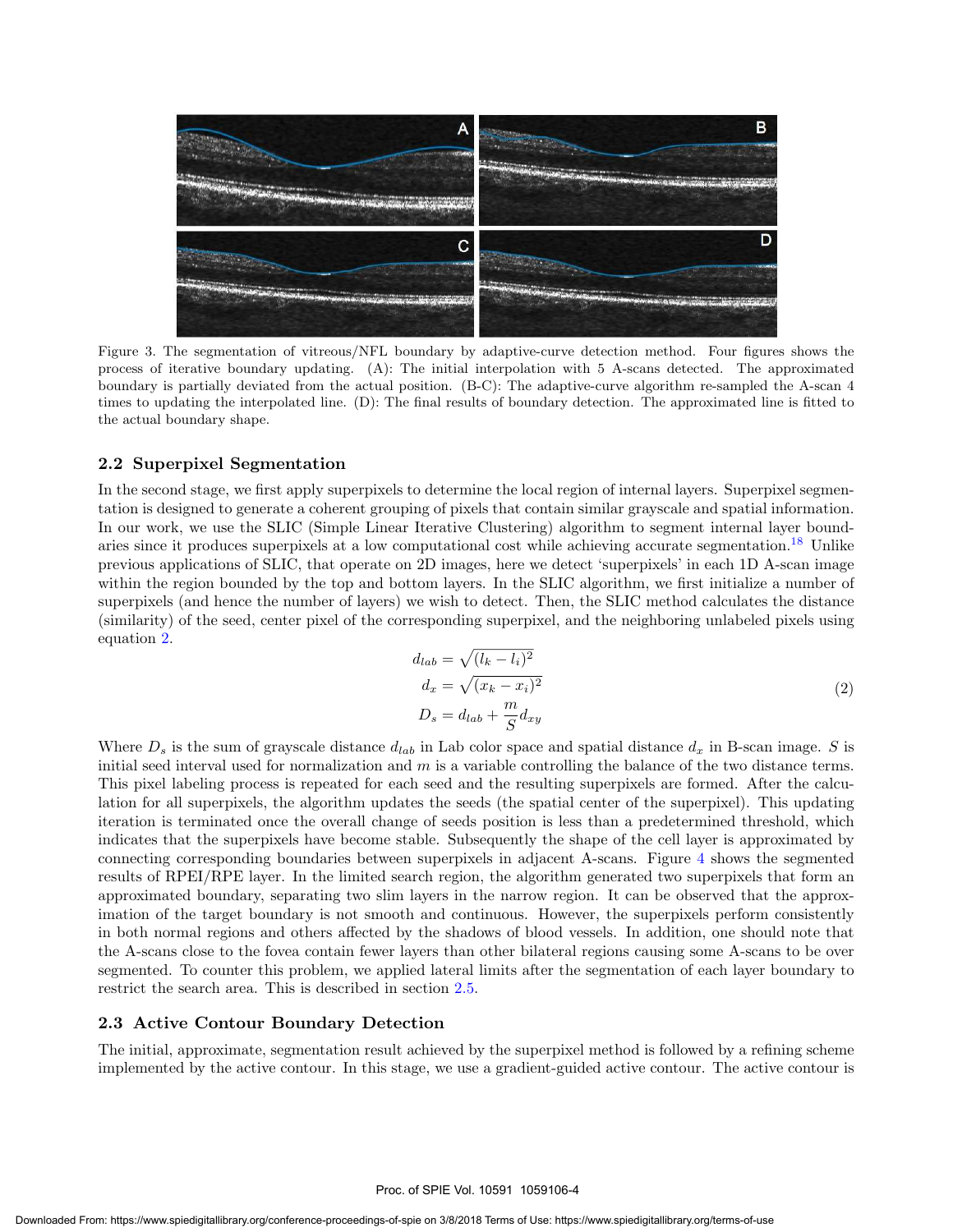Figure 3. The segmentation of vitreous/NFL boundary by adaptive-curve detection method. Four figures shows the process of iterative boundary updating. (A): The initial interpolation with 5 A-scans detected. The approximated boundary is partially deviated from the actual position. (B-C): The adaptive-curve algorithm re-sampled the A-scan 4 times to updating the interpolated line. (D): The final results of boundary detection. The approximated line is fitted to the actual boundary shape.

### 2.2 Superpixel Segmentation

In the second stage, we first apply superpixels to determine the local region of internal layers. Superpixel segmentation is designed to generate a coherent grouping of pixels that contain similar grayscale and spatial information. In our work, we use the SLIC (Simple Linear Iterative Clustering) algorithm to segment internal layer boundaries since it produces superpixels at a low computational cost while achieving accurate segmentation.[18] Unlike previous applications of SLIC, that operate on 2D images, here we detect 'superpixels' in each 1D A-scan image within the region bounded by the top and bottom layers. In the SLIC algorithm, we first initialize a number of superpixels (and hence the number of layers) we wish to detect. Then, the SLIC method calculates the distance (similarity) of the seed, center pixel of the corresponding superpixel, and the neighboring unlabeled pixels using equation 2.

$$
\begin{aligned}
d_{lab} &= \sqrt{(l_k - l_i)^2} \\
d_x &= \sqrt{(x_k - x_i)^2} \\
D_s &= d_{lab} + \frac{m}{S} d_{xy}
\end{aligned}
\tag{2}
$$

Where $D_s$ is the sum of grayscale distance $d_{lab}$ in Lab color space and spatial distance $d_x$ in B-scan image. $S$ is initial seed interval used for normalization and $m$ is a variable controlling the balance of the two distance terms. This pixel labeling process is repeated for each seed and the resulting superpixels are formed. After the calculation for all superpixels, the algorithm updates the seeds (the spatial center of the superpixel). This updating iteration is terminated once the overall change of seeds position is less than a predetermined threshold, which indicates that the superpixels have become stable. Subsequently the shape of the cell layer is approximated by connecting corresponding boundaries between superpixels in adjacent A-scans. Figure 4 shows the segmented results of RPEI/RPE layer. In the limited search region, the algorithm generated two superpixels that form an approximated boundary, separating two slim layers in the narrow region. It can be observed that the approximation of the target boundary is not smooth and continuous. However, the superpixels perform consistently in both normal regions and others affected by the shadows of blood vessels. In addition, one should note that the A-scans close to the fovea contain fewer layers than other bilateral regions causing some A-scans to be over segmented. To counter this problem, we applied lateral limits after the segmentation of each layer boundary to restrict the search area. This is described in section 2.5.

### 2.3 Active Contour Boundary Detection

The initial, approximate, segmentation result achieved by the superpixel method is followed by a refining scheme implemented by the active contour. In this stage, we use a gradient-guided active contour. The active contour is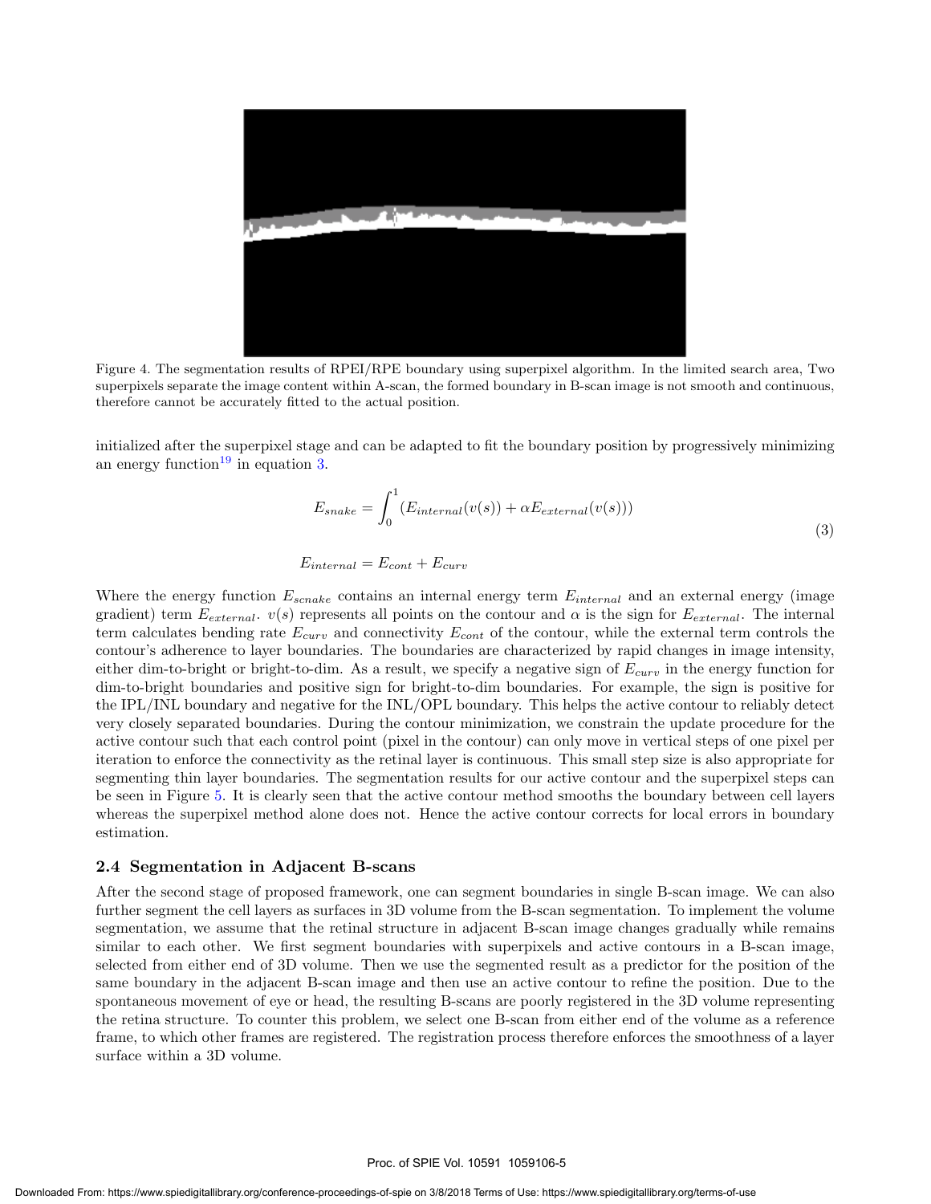Figure 4. The segmentation results of RPEI/RPE boundary using superpixel algorithm. In the limited search area, Two superpixels separate the image content within A-scan, the formed boundary in B-scan image is not smooth and continuous, therefore cannot be accurately fitted to the actual position.

initialized after the superpixel stage and can be adapted to fit the boundary position by progressively minimizing an energy function[19] in equation 3.

$$E_{snake} = \int_0^1 (E_{internal}(v(s)) + \alpha E_{external}(v(s)))$$
$$E_{internal} = E_{cont} + E_{curv} \tag{3}$$

Where the energy function $E_{scnake}$ contains an internal energy term $E_{internal}$ and an external energy (image gradient) term $E_{external}$. $v(s)$ represents all points on the contour and $\alpha$ is the sign for $E_{external}$. The internal term calculates bending rate $E_{curv}$ and connectivity $E_{cont}$ of the contour, while the external term controls the contour's adherence to layer boundaries. The boundaries are characterized by rapid changes in image intensity, either dim-to-bright or bright-to-dim. As a result, we specify a negative sign of $E_{curv}$ in the energy function for dim-to-bright boundaries and positive sign for bright-to-dim boundaries. For example, the sign is positive for the IPL/INL boundary and negative for the INL/OPL boundary. This helps the active contour to reliably detect very closely separated boundaries. During the contour minimization, we constrain the update procedure for the active contour such that each control point (pixel in the contour) can only move in vertical steps of one pixel per iteration to enforce the connectivity as the retinal layer is continuous. This small step size is also appropriate for segmenting thin layer boundaries. The segmentation results for our active contour and the superpixel steps can be seen in Figure 5. It is clearly seen that the active contour method smooths the boundary between cell layers whereas the superpixel method alone does not. Hence the active contour corrects for local errors in boundary estimation.

### 2.4 Segmentation in Adjacent B-scans

After the second stage of proposed framework, one can segment boundaries in single B-scan image. We can also further segment the cell layers as surfaces in 3D volume from the B-scan segmentation. To implement the volume segmentation, we assume that the retinal structure in adjacent B-scan image changes gradually while remains similar to each other. We first segment boundaries with superpixels and active contours in a B-scan image, selected from either end of 3D volume. Then we use the segmented result as a predictor for the position of the same boundary in the adjacent B-scan image and then use an active contour to refine the position. Due to the spontaneous movement of eye or head, the resulting B-scans are poorly registered in the 3D volume representing the retina structure. To counter this problem, we select one B-scan from either end of the volume as a reference frame, to which other frames are registered. The registration process therefore enforces the smoothness of a layer surface within a 3D volume.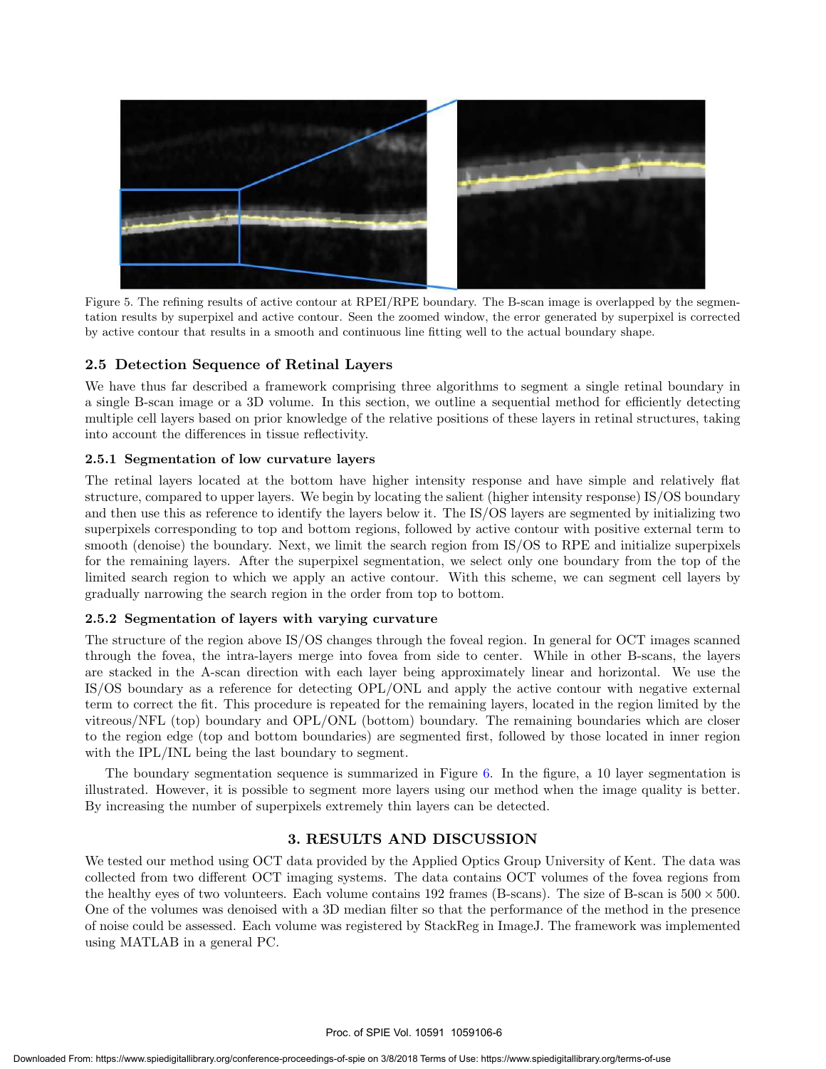Figure 5. The refining results of active contour at RPEI/RPE boundary. The B-scan image is overlapped by the segmentation results by superpixel and active contour. Seen the zoomed window, the error generated by superpixel is corrected by active contour that results in a smooth and continuous line fitting well to the actual boundary shape.

### 2.5 Detection Sequence of Retinal Layers

We have thus far described a framework comprising three algorithms to segment a single retinal boundary in a single B-scan image or a 3D volume. In this section, we outline a sequential method for efficiently detecting multiple cell layers based on prior knowledge of the relative positions of these layers in retinal structures, taking into account the differences in tissue reflectivity.

#### 2.5.1 Segmentation of low curvature layers

The retinal layers located at the bottom have higher intensity response and have simple and relatively flat structure, compared to upper layers. We begin by locating the salient (higher intensity response) IS/OS boundary and then use this as reference to identify the layers below it. The IS/OS layers are segmented by initializing two superpixels corresponding to top and bottom regions, followed by active contour with positive external term to smooth (denoise) the boundary. Next, we limit the search region from IS/OS to RPE and initialize superpixels for the remaining layers. After the superpixel segmentation, we select only one boundary from the top of the limited search region to which we apply an active contour. With this scheme, we can segment cell layers by gradually narrowing the search region in the order from top to bottom.

#### 2.5.2 Segmentation of layers with varying curvature

The structure of the region above IS/OS changes through the foveal region. In general for OCT images scanned through the fovea, the intra-layers merge into fovea from side to center. While in other B-scans, the layers are stacked in the A-scan direction with each layer being approximately linear and horizontal. We use the IS/OS boundary as a reference for detecting OPL/ONL and apply the active contour with negative external term to correct the fit. This procedure is repeated for the remaining layers, located in the region limited by the vitreous/NFL (top) boundary and OPL/ONL (bottom) boundary. The remaining boundaries which are closer to the region edge (top and bottom boundaries) are segmented first, followed by those located in inner region with the IPL/INL being the last boundary to segment.

The boundary segmentation sequence is summarized in Figure 6. In the figure, a 10 layer segmentation is illustrated. However, it is possible to segment more layers using our method when the image quality is better. By increasing the number of superpixels extremely thin layers can be detected.

## 3. RESULTS AND DISCUSSION

We tested our method using OCT data provided by the Applied Optics Group University of Kent. The data was collected from two different OCT imaging systems. The data contains OCT volumes of the fovea regions from the healthy eyes of two volunteers. Each volume contains 192 frames (B-scans). The size of B-scan is $500 \times 500$. One of the volumes was denoised with a 3D median filter so that the performance of the method in the presence of noise could be assessed. Each volume was registered by StackReg in ImageJ. The framework was implemented using MATLAB in a general PC.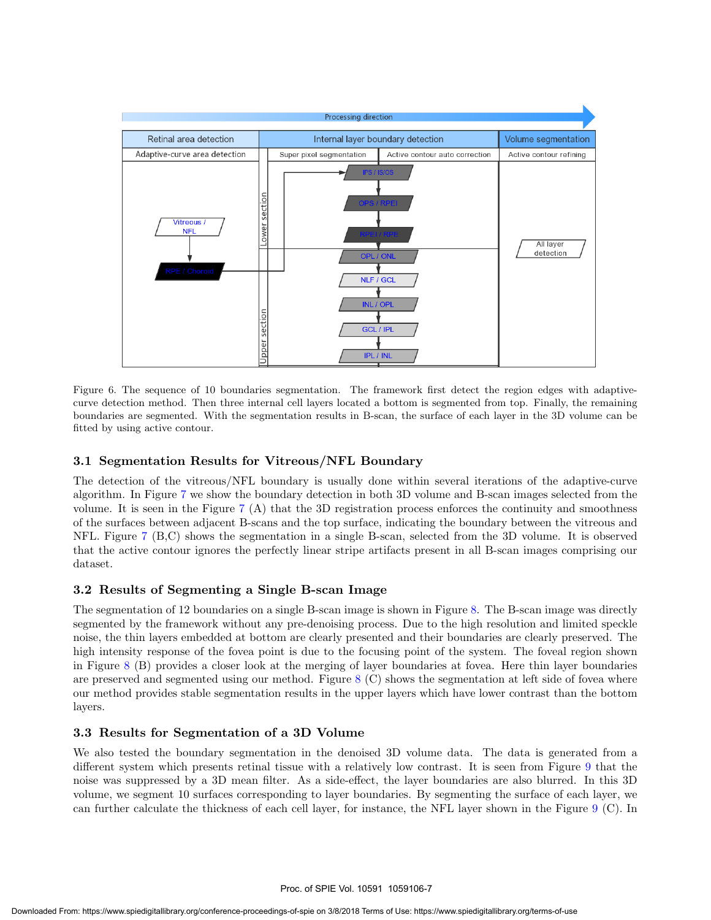Figure 6. The sequence of 10 boundaries segmentation. The framework first detect the region edges with adaptive-curve detection method. Then three internal cell layers located a bottom is segmented from top. Finally, the remaining boundaries are segmented. With the segmentation results in B-scan, the surface of each layer in the 3D volume can be fitted by using active contour.

### 3.1 Segmentation Results for Vitreous/NFL Boundary

The detection of the vitreous/NFL boundary is usually done within several iterations of the adaptive-curve algorithm. In Figure 7 we show the boundary detection in both 3D volume and B-scan images selected from the volume. It is seen in the Figure 7 (A) that the 3D registration process enforces the continuity and smoothness of the surfaces between adjacent B-scans and the top surface, indicating the boundary between the vitreous and NFL. Figure 7 (B,C) shows the segmentation in a single B-scan, selected from the 3D volume. It is observed that the active contour ignores the perfectly linear stripe artifacts present in all B-scan images comprising our dataset.

### 3.2 Results of Segmenting a Single B-scan Image

The segmentation of 12 boundaries on a single B-scan image is shown in Figure 8. The B-scan image was directly segmented by the framework without any pre-denoising process. Due to the high resolution and limited speckle noise, the thin layers embedded at bottom are clearly presented and their boundaries are clearly preserved. The high intensity response of the fovea point is due to the focusing point of the system. The foveal region shown in Figure 8 (B) provides a closer look at the merging of layer boundaries at fovea. Here thin layer boundaries are preserved and segmented using our method. Figure 8 (C) shows the segmentation at left side of fovea where our method provides stable segmentation results in the upper layers which have lower contrast than the bottom layers.

### 3.3 Results for Segmentation of a 3D Volume

We also tested the boundary segmentation in the denoised 3D volume data. The data is generated from a different system which presents retinal tissue with a relatively low contrast. It is seen from Figure 9 that the noise was suppressed by a 3D mean filter. As a side-effect, the layer boundaries are also blurred. In this 3D volume, we segment 10 surfaces corresponding to layer boundaries. By segmenting the surface of each layer, we can further calculate the thickness of each cell layer, for instance, the NFL layer shown in the Figure 9 (C). In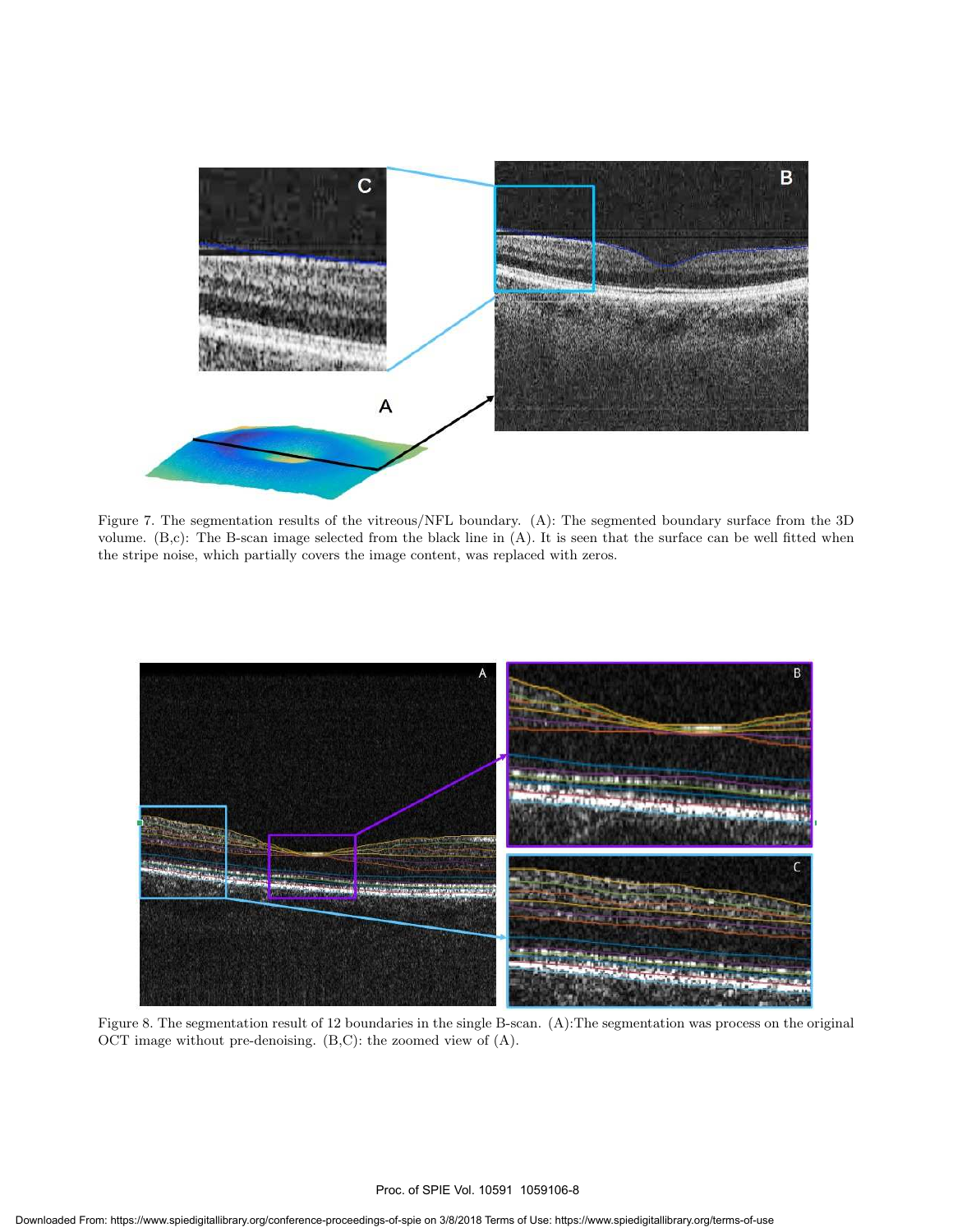Figure 7. The segmentation results of the vitreous/NFL boundary. (A): The segmented boundary surface from the 3D volume. (B,c): The B-scan image selected from the black line in (A). It is seen that the surface can be well fitted when the stripe noise, which partially covers the image content, was replaced with zeros.

Figure 8. The segmentation result of 12 boundaries in the single B-scan. (A):The segmentation was process on the original OCT image without pre-denoising. (B,C): the zoomed view of (A).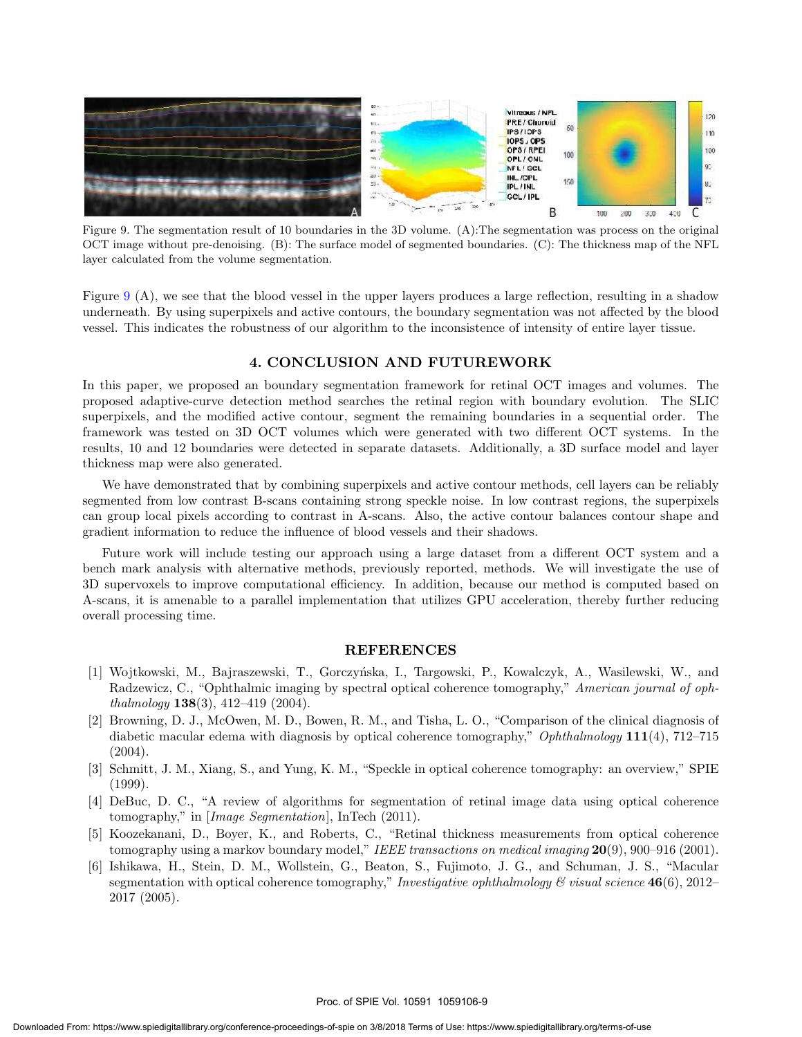Figure 9. The segmentation result of 10 boundaries in the 3D volume. (A):The segmentation was process on the original OCT image without pre-denoising. (B): The surface model of segmented boundaries. (C): The thickness map of the NFL layer calculated from the volume segmentation.

Figure 9 (A), we see that the blood vessel in the upper layers produces a large reflection, resulting in a shadow underneath. By using superpixels and active contours, the boundary segmentation was not affected by the blood vessel. This indicates the robustness of our algorithm to the inconsistence of intensity of entire layer tissue.

## 4. CONCLUSION AND FUTUREWORK

In this paper, we proposed an boundary segmentation framework for retinal OCT images and volumes. The proposed adaptive-curve detection method searches the retinal region with boundary evolution. The SLIC superpixels, and the modified active contour, segment the remaining boundaries in a sequential order. The framework was tested on 3D OCT volumes which were generated with two different OCT systems. In the results, 10 and 12 boundaries were detected in separate datasets. Additionally, a 3D surface model and layer thickness map were also generated.

We have demonstrated that by combining superpixels and active contour methods, cell layers can be reliably segmented from low contrast B-scans containing strong speckle noise. In low contrast regions, the superpixels can group local pixels according to contrast in A-scans. Also, the active contour balances contour shape and gradient information to reduce the influence of blood vessels and their shadows.

Future work will include testing our approach using a large dataset from a different OCT system and a bench mark analysis with alternative methods, previously reported, methods. We will investigate the use of 3D supervoxels to improve computational efficiency. In addition, because our method is computed based on A-scans, it is amenable to a parallel implementation that utilizes GPU acceleration, thereby further reducing overall processing time.

## REFERENCES

[1] Wojtkowski, M., Bajraszewski, T., Gorczyńska, I., Targowski, P., Kowalczyk, A., Wasilewski, W., and Radzewicz, C., "Ophthalmic imaging by spectral optical coherence tomography," *American journal of ophthalmology* **138**(3), 412–419 (2004).

[2] Browning, D. J., McOwen, M. D., Bowen, R. M., and Tisha, L. O., "Comparison of the clinical diagnosis of diabetic macular edema with diagnosis by optical coherence tomography," *Ophthalmology* **111**(4), 712–715 (2004).

[3] Schmitt, J. M., Xiang, S., and Yung, K. M., "Speckle in optical coherence tomography: an overview," SPIE (1999).

[4] DeBuc, D. C., "A review of algorithms for segmentation of retinal image data using optical coherence tomography," in [*Image Segmentation*], InTech (2011).

[5] Koozekanani, D., Boyer, K., and Roberts, C., "Retinal thickness measurements from optical coherence tomography using a markov boundary model," *IEEE transactions on medical imaging* **20**(9), 900–916 (2001).

[6] Ishikawa, H., Stein, D. M., Wollstein, G., Beaton, S., Fujimoto, J. G., and Schuman, J. S., "Macular segmentation with optical coherence tomography," *Investigative ophthalmology & visual science* **46**(6), 2012–2017 (2005).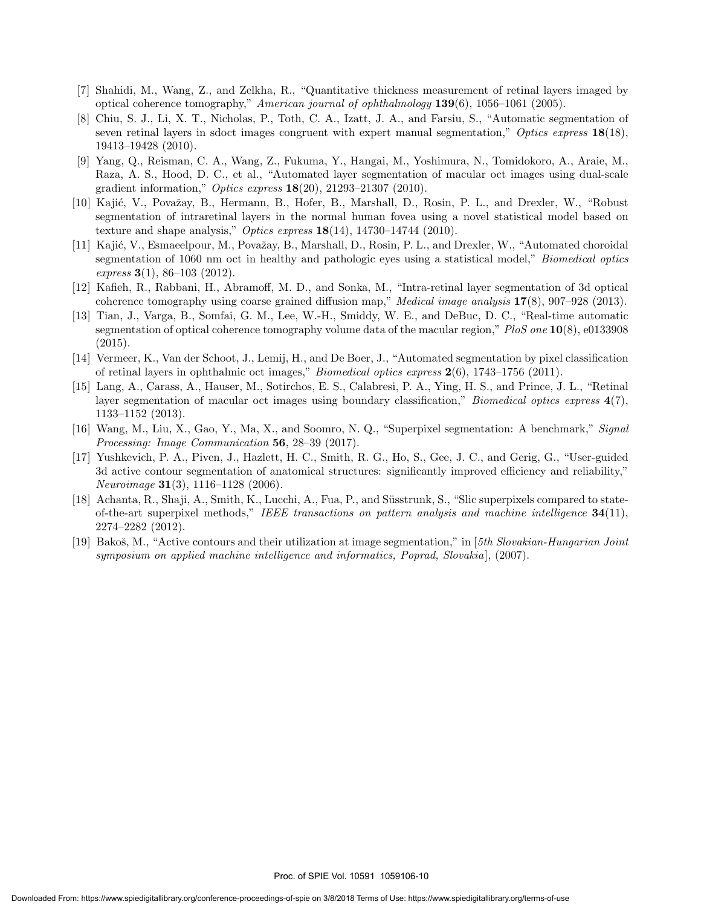[7] Shahidi, M., Wang, Z., and Zelkha, R., "Quantitative thickness measurement of retinal layers imaged by optical coherence tomography," *American journal of ophthalmology* **139**(6), 1056–1061 (2005).

[8] Chiu, S. J., Li, X. T., Nicholas, P., Toth, C. A., Izatt, J. A., and Farsiu, S., "Automatic segmentation of seven retinal layers in sdoct images congruent with expert manual segmentation," *Optics express* **18**(18), 19413–19428 (2010).

[9] Yang, Q., Reisman, C. A., Wang, Z., Fukuma, Y., Hangai, M., Yoshimura, N., Tomidokoro, A., Araie, M., Raza, A. S., Hood, D. C., et al., "Automated layer segmentation of macular oct images using dual-scale gradient information," *Optics express* **18**(20), 21293–21307 (2010).

[10] Kajić, V., Považay, B., Hermann, B., Hofer, B., Marshall, D., Rosin, P. L., and Drexler, W., "Robust segmentation of intraretinal layers in the normal human fovea using a novel statistical model based on texture and shape analysis," *Optics express* **18**(14), 14730–14744 (2010).

[11] Kajić, V., Esmaeelpour, M., Považay, B., Marshall, D., Rosin, P. L., and Drexler, W., "Automated choroidal segmentation of 1060 nm oct in healthy and pathologic eyes using a statistical model," *Biomedical optics express* **3**(1), 86–103 (2012).

[12] Kafieh, R., Rabbani, H., Abramoff, M. D., and Sonka, M., "Intra-retinal layer segmentation of 3d optical coherence tomography using coarse grained diffusion map," *Medical image analysis* **17**(8), 907–928 (2013).

[13] Tian, J., Varga, B., Somfai, G. M., Lee, W.-H., Smiddy, W. E., and DeBuc, D. C., "Real-time automatic segmentation of optical coherence tomography volume data of the macular region," *PloS one* **10**(8), e0133908 (2015).

[14] Vermeer, K., Van der Schoot, J., Lemij, H., and De Boer, J., "Automated segmentation by pixel classification of retinal layers in ophthalmic oct images," *Biomedical optics express* **2**(6), 1743–1756 (2011).

[15] Lang, A., Carass, A., Hauser, M., Sotirchos, E. S., Calabresi, P. A., Ying, H. S., and Prince, J. L., "Retinal layer segmentation of macular oct images using boundary classification," *Biomedical optics express* **4**(7), 1133–1152 (2013).

[16] Wang, M., Liu, X., Gao, Y., Ma, X., and Soomro, N. Q., "Superpixel segmentation: A benchmark," *Signal Processing: Image Communication* **56**, 28–39 (2017).

[17] Yushkevich, P. A., Piven, J., Hazlett, H. C., Smith, R. G., Ho, S., Gee, J. C., and Gerig, G., "User-guided 3d active contour segmentation of anatomical structures: significantly improved efficiency and reliability," *Neuroimage* **31**(3), 1116–1128 (2006).

[18] Achanta, R., Shaji, A., Smith, K., Lucchi, A., Fua, P., and Süsstrunk, S., "Slic superpixels compared to state-of-the-art superpixel methods," *IEEE transactions on pattern analysis and machine intelligence* **34**(11), 2274–2282 (2012).

[19] Bakoš, M., "Active contours and their utilization at image segmentation," in [*5th Slovakian-Hungarian Joint symposium on applied machine intelligence and informatics, Poprad, Slovakia*], (2007).